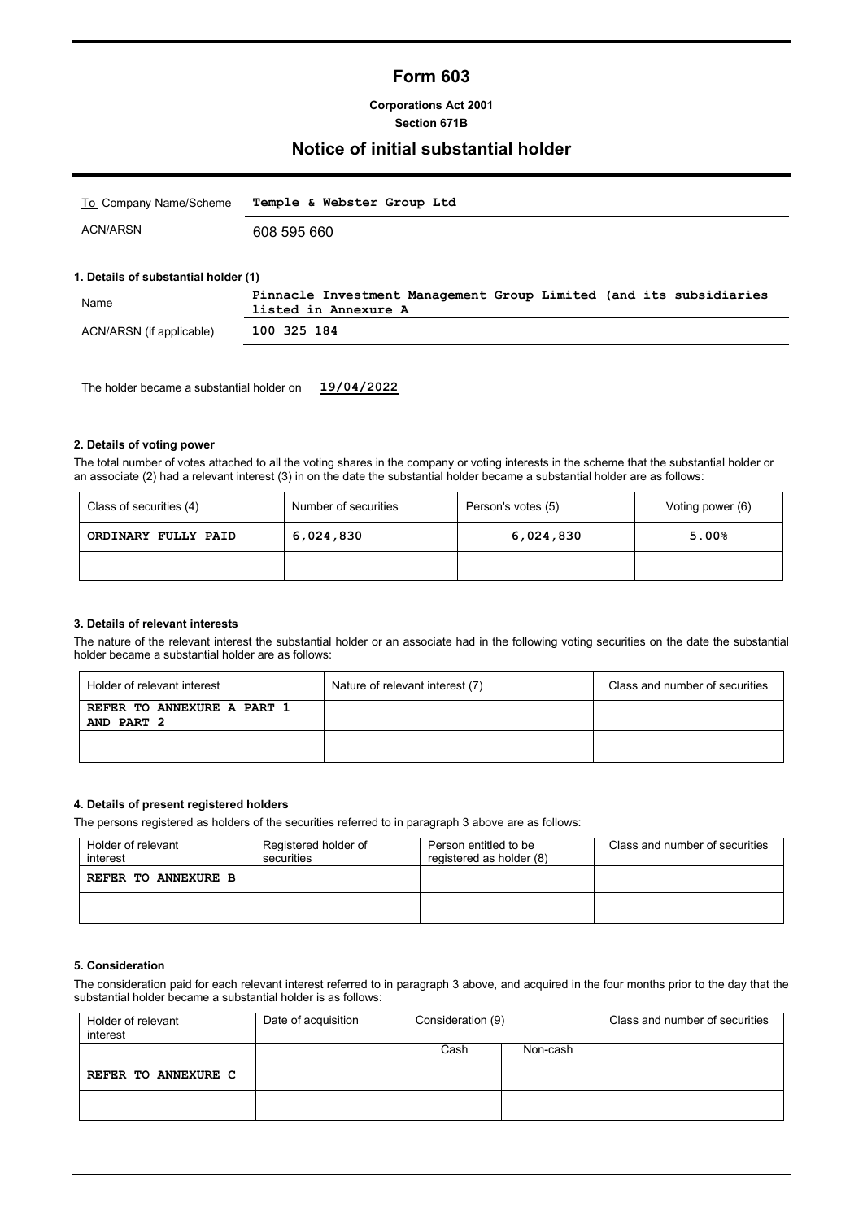# Form 603

**Corporations Act 2001**
**Section 671B**

## Notice of initial substantial holder

| To Company Name/Scheme | **Temple & Webster Group Ltd** |
|---|---|
| ACN/ARSN | 608 595 660 |

### 1. Details of substantial holder (1)

| Name | **Pinnacle Investment Management Group Limited (and its subsidiaries listed in Annexure A** |
|---|---|
| ACN/ARSN (if applicable) | **100 325 184** |

The holder became a substantial holder on **19/04/2022**

### 2. Details of voting power

The total number of votes attached to all the voting shares in the company or voting interests in the scheme that the substantial holder or an associate (2) had a relevant interest (3) in on the date the substantial holder became a substantial holder are as follows:

| Class of securities (4) | Number of securities | Person's votes (5) | Voting power (6) |
|---|---|---|---|
| **ORDINARY FULLY PAID** | **6,024,830** | **6,024,830** | **5.00%** |
| | | | |

### 3. Details of relevant interests

The nature of the relevant interest the substantial holder or an associate had in the following voting securities on the date the substantial holder became a substantial holder are as follows:

| Holder of relevant interest | Nature of relevant interest (7) | Class and number of securities |
|---|---|---|
| **REFER TO ANNEXURE A PART 1 AND PART 2** | | |
| | | |

### 4. Details of present registered holders

The persons registered as holders of the securities referred to in paragraph 3 above are as follows:

| Holder of relevant interest | Registered holder of securities | Person entitled to be registered as holder (8) | Class and number of securities |
|---|---|---|---|
| **REFER TO ANNEXURE B** | | | |
| | | | |

### 5. Consideration

The consideration paid for each relevant interest referred to in paragraph 3 above, and acquired in the four months prior to the day that the substantial holder became a substantial holder is as follows:

| Holder of relevant interest | Date of acquisition | Consideration (9) | | Class and number of securities |
|---|---|---|---|---|
| | | Cash | Non-cash | |
| **REFER TO ANNEXURE C** | | | | |
| | | | | |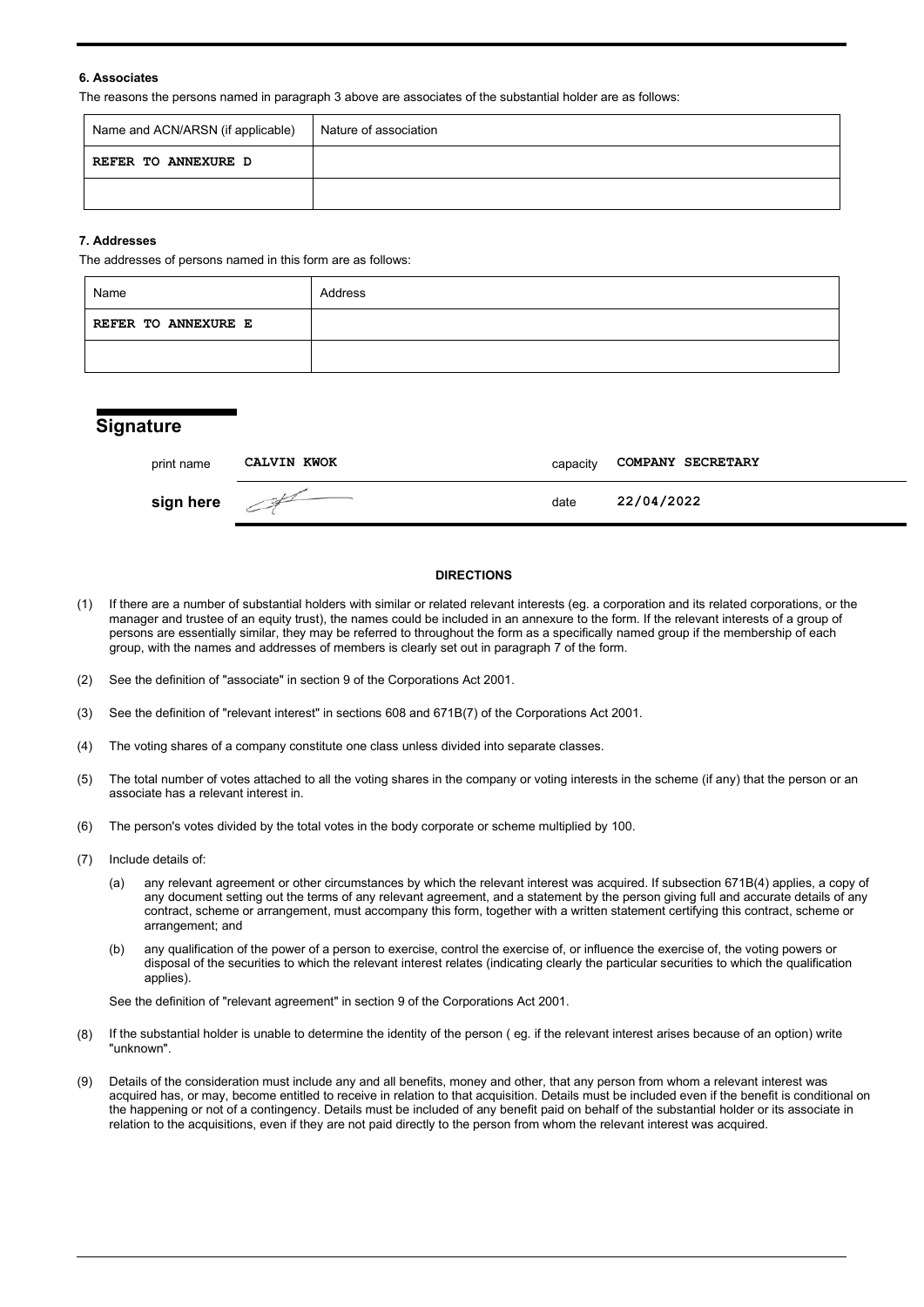### 6. Associates

The reasons the persons named in paragraph 3 above are associates of the substantial holder are as follows:

| Name and ACN/ARSN (if applicable) | Nature of association |
|---|---|
| REFER TO ANNEXURE D | |
| | |

### 7. Addresses

The addresses of persons named in this form are as follows:

| Name | Address |
|---|---|
| REFER TO ANNEXURE E | |
| | |

## Signature

| | | | |
|---|---|---|---|
| print name | CALVIN KWOK | capacity | COMPANY SECRETARY |
| **sign here** | | date | 22/04/2022 |

**DIRECTIONS**

(1) If there are a number of substantial holders with similar or related relevant interests (eg. a corporation and its related corporations, or the manager and trustee of an equity trust), the names could be included in an annexure to the form. If the relevant interests of a group of persons are essentially similar, they may be referred to throughout the form as a specifically named group if the membership of each group, with the names and addresses of members is clearly set out in paragraph 7 of the form.

(2) See the definition of "associate" in section 9 of the Corporations Act 2001.

(3) See the definition of "relevant interest" in sections 608 and 671B(7) of the Corporations Act 2001.

(4) The voting shares of a company constitute one class unless divided into separate classes.

(5) The total number of votes attached to all the voting shares in the company or voting interests in the scheme (if any) that the person or an associate has a relevant interest in.

(6) The person's votes divided by the total votes in the body corporate or scheme multiplied by 100.

(7) Include details of:

(a) any relevant agreement or other circumstances by which the relevant interest was acquired. If subsection 671B(4) applies, a copy of any document setting out the terms of any relevant agreement, and a statement by the person giving full and accurate details of any contract, scheme or arrangement, must accompany this form, together with a written statement certifying this contract, scheme or arrangement; and

(b) any qualification of the power of a person to exercise, control the exercise of, or influence the exercise of, the voting powers or disposal of the securities to which the relevant interest relates (indicating clearly the particular securities to which the qualification applies).

See the definition of "relevant agreement" in section 9 of the Corporations Act 2001.

(8) If the substantial holder is unable to determine the identity of the person ( eg. if the relevant interest arises because of an option) write "unknown".

(9) Details of the consideration must include any and all benefits, money and other, that any person from whom a relevant interest was acquired has, or may, become entitled to receive in relation to that acquisition. Details must be included even if the benefit is conditional on the happening or not of a contingency. Details must be included of any benefit paid on behalf of the substantial holder or its associate in relation to the acquisitions, even if they are not paid directly to the person from whom the relevant interest was acquired.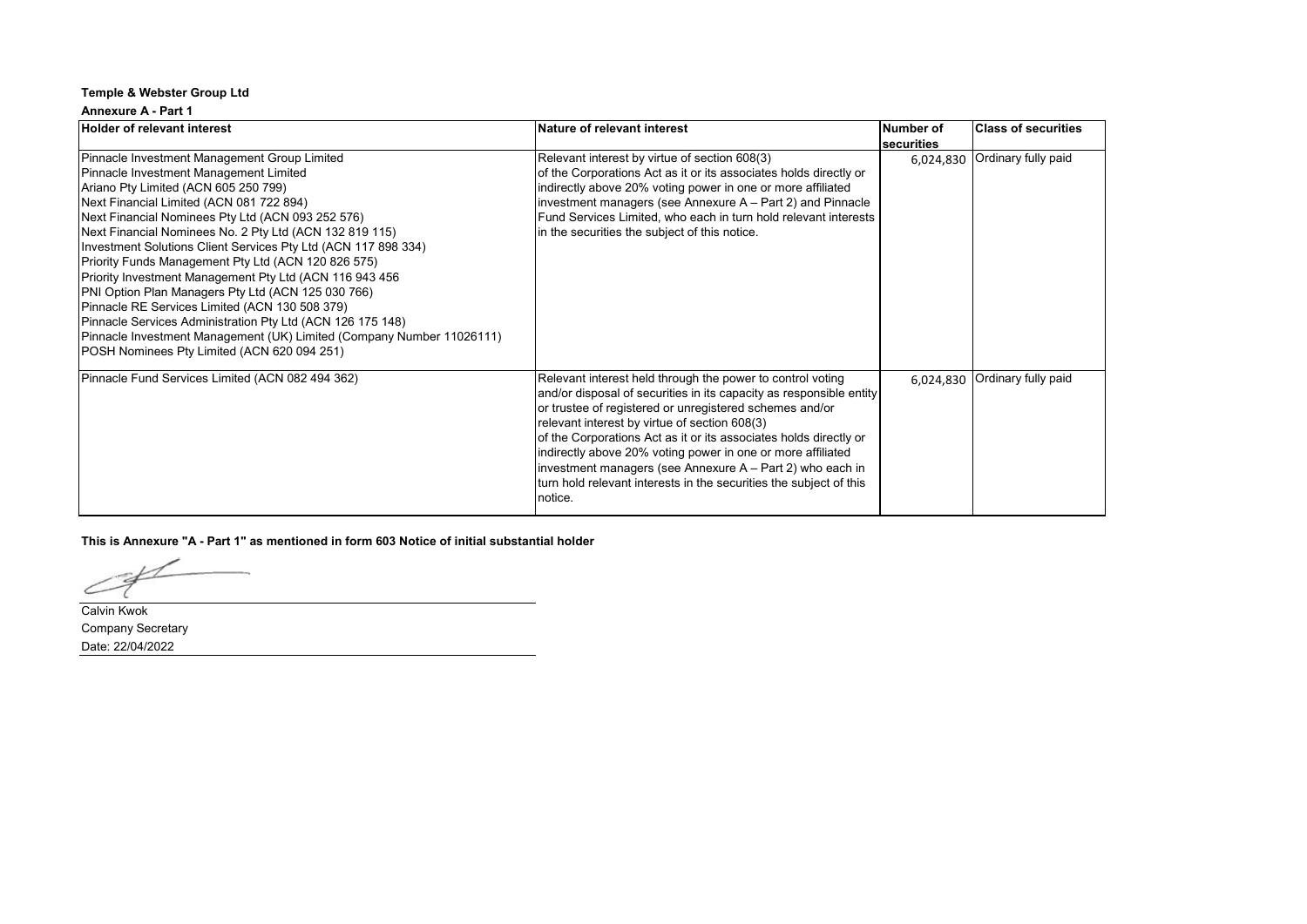**Temple & Webster Group Ltd**

**Annexure A - Part 1**

| Holder of relevant interest | Nature of relevant interest | Number of securities | Class of securities |
|---|---|---|---|
| Pinnacle Investment Management Group Limited<br>Pinnacle Investment Management Limited<br>Ariano Pty Limited (ACN 605 250 799)<br>Next Financial Limited (ACN 081 722 894)<br>Next Financial Nominees Pty Ltd (ACN 093 252 576)<br>Next Financial Nominees No. 2 Pty Ltd (ACN 132 819 115)<br>Investment Solutions Client Services Pty Ltd (ACN 117 898 334)<br>Priority Funds Management Pty Ltd (ACN 120 826 575)<br>Priority Investment Management Pty Ltd (ACN 116 943 456<br>PNI Option Plan Managers Pty Ltd (ACN 125 030 766)<br>Pinnacle RE Services Limited (ACN 130 508 379)<br>Pinnacle Services Administration Pty Ltd (ACN 126 175 148)<br>Pinnacle Investment Management (UK) Limited (Company Number 11026111)<br>POSH Nominees Pty Limited (ACN 620 094 251) | Relevant interest by virtue of section 608(3) of the Corporations Act as it or its associates holds directly or indirectly above 20% voting power in one or more affiliated investment managers (see Annexure A – Part 2) and Pinnacle Fund Services Limited, who each in turn hold relevant interests in the securities the subject of this notice. | 6,024,830 | Ordinary fully paid |
| Pinnacle Fund Services Limited (ACN 082 494 362) | Relevant interest held through the power to control voting and/or disposal of securities in its capacity as responsible entity or trustee of registered or unregistered schemes and/or relevant interest by virtue of section 608(3) of the Corporations Act as it or its associates holds directly or indirectly above 20% voting power in one or more affiliated investment managers (see Annexure A – Part 2) who each in turn hold relevant interests in the securities the subject of this notice. | 6,024,830 | Ordinary fully paid |

**This is Annexure "A - Part 1" as mentioned in form 603 Notice of initial substantial holder**

Calvin Kwok
Company Secretary
Date: 22/04/2022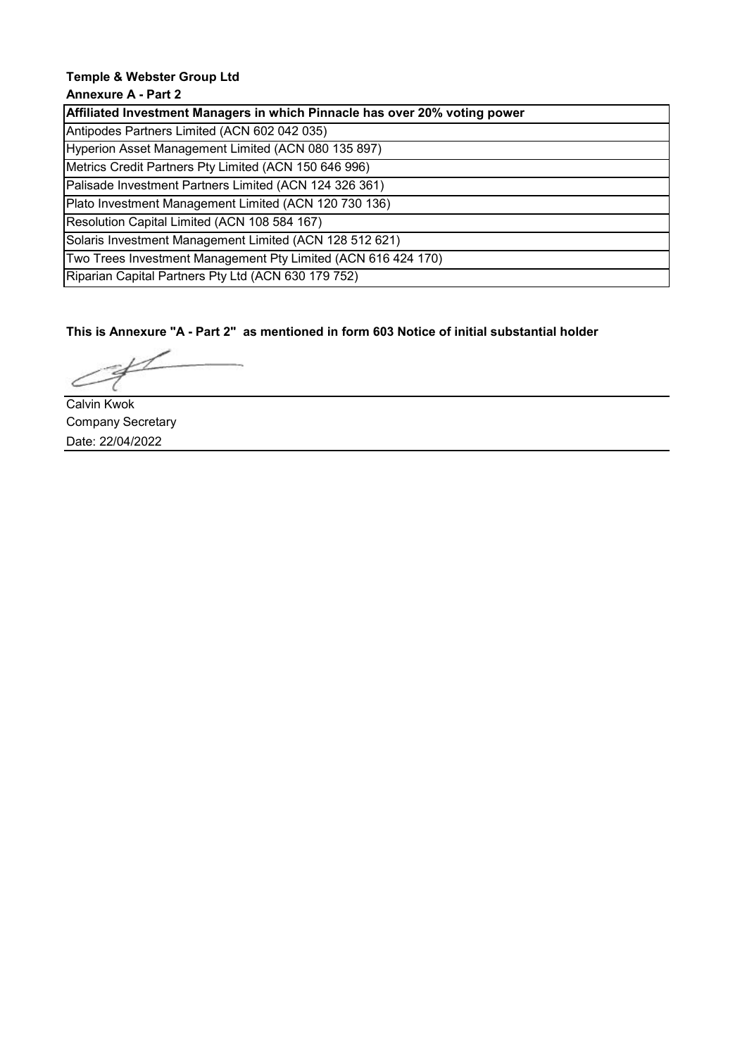**Temple & Webster Group Ltd**

**Annexure A - Part 2**

| Affiliated Investment Managers in which Pinnacle has over 20% voting power |
| --- |
| Antipodes Partners Limited (ACN 602 042 035) |
| Hyperion Asset Management Limited (ACN 080 135 897) |
| Metrics Credit Partners Pty Limited (ACN 150 646 996) |
| Palisade Investment Partners Limited (ACN 124 326 361) |
| Plato Investment Management Limited (ACN 120 730 136) |
| Resolution Capital Limited (ACN 108 584 167) |
| Solaris Investment Management Limited (ACN 128 512 621) |
| Two Trees Investment Management Pty Limited (ACN 616 424 170) |
| Riparian Capital Partners Pty Ltd (ACN 630 179 752) |

**This is Annexure "A - Part 2" as mentioned in form 603 Notice of initial substantial holder**

Calvin Kwok
Company Secretary
Date: 22/04/2022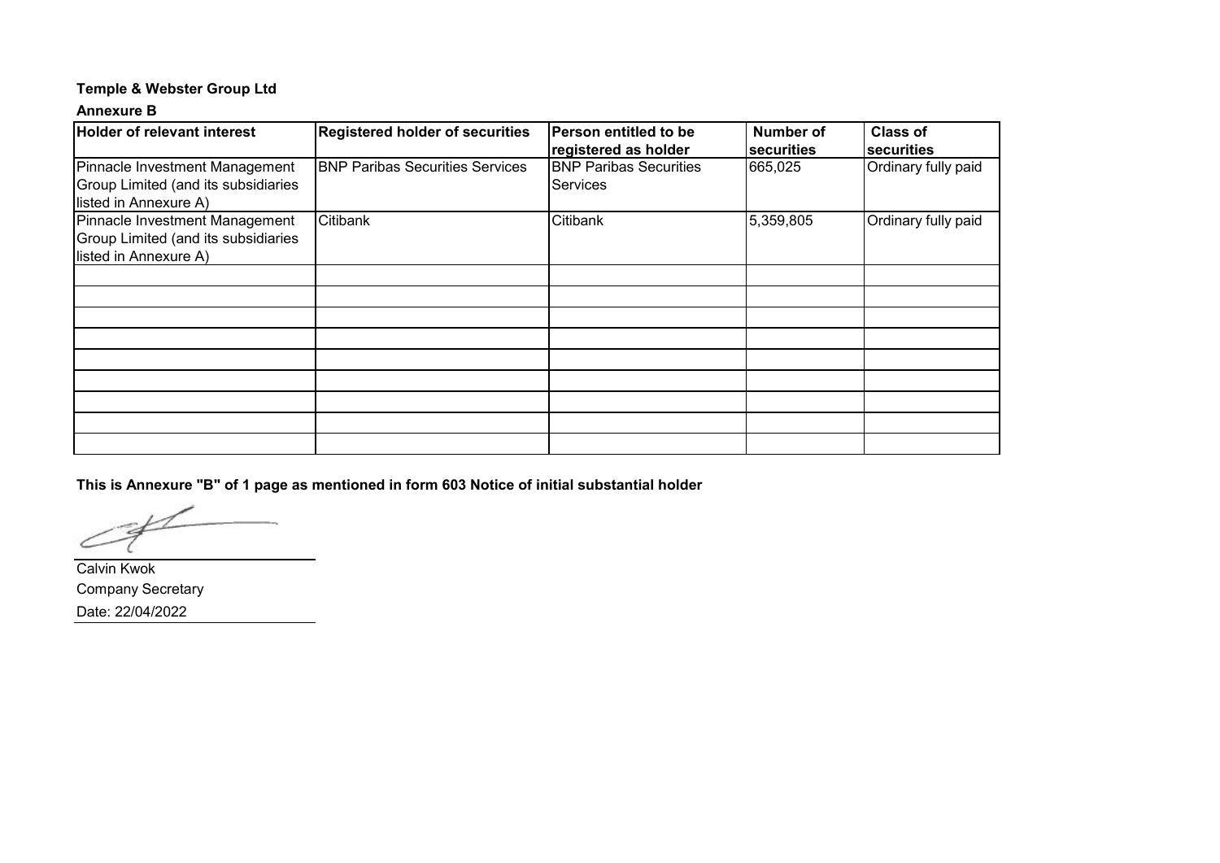**Temple & Webster Group Ltd**

**Annexure B**

| Holder of relevant interest | Registered holder of securities | Person entitled to be registered as holder | Number of securities | Class of securities |
|---|---|---|---|---|
| Pinnacle Investment Management Group Limited (and its subsidiaries listed in Annexure A) | BNP Paribas Securities Services | BNP Paribas Securities Services | 665,025 | Ordinary fully paid |
| Pinnacle Investment Management Group Limited (and its subsidiaries listed in Annexure A) | Citibank | Citibank | 5,359,805 | Ordinary fully paid |
| | | | | |
| | | | | |
| | | | | |
| | | | | |
| | | | | |
| | | | | |
| | | | | |
| | | | | |
| | | | | |

**This is Annexure "B" of 1 page as mentioned in form 603 Notice of initial substantial holder**

Calvin Kwok

Company Secretary

Date: 22/04/2022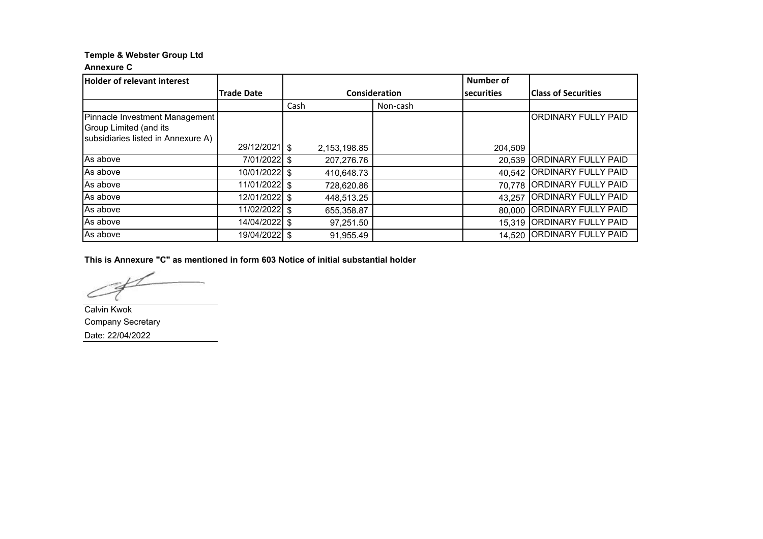**Temple & Webster Group Ltd**

**Annexure C**

| Holder of relevant interest | Trade Date | Consideration | | Number of securities | Class of Securities |
|---|---|---|---|---|---|
| | | Cash | Non-cash | | |
| Pinnacle Investment Management Group Limited (and its subsidiaries listed in Annexure A) | 29/12/2021 | $ 2,153,198.85 | | 204,509 | ORDINARY FULLY PAID |
| As above | 7/01/2022 | $ 207,276.76 | | 20,539 | ORDINARY FULLY PAID |
| As above | 10/01/2022 | $ 410,648.73 | | 40,542 | ORDINARY FULLY PAID |
| As above | 11/01/2022 | $ 728,620.86 | | 70,778 | ORDINARY FULLY PAID |
| As above | 12/01/2022 | $ 448,513.25 | | 43,257 | ORDINARY FULLY PAID |
| As above | 11/02/2022 | $ 655,358.87 | | 80,000 | ORDINARY FULLY PAID |
| As above | 14/04/2022 | $ 97,251.50 | | 15,319 | ORDINARY FULLY PAID |
| As above | 19/04/2022 | $ 91,955.49 | | 14,520 | ORDINARY FULLY PAID |

**This is Annexure "C" as mentioned in form 603 Notice of initial substantial holder**

Calvin Kwok

Company Secretary

Date: 22/04/2022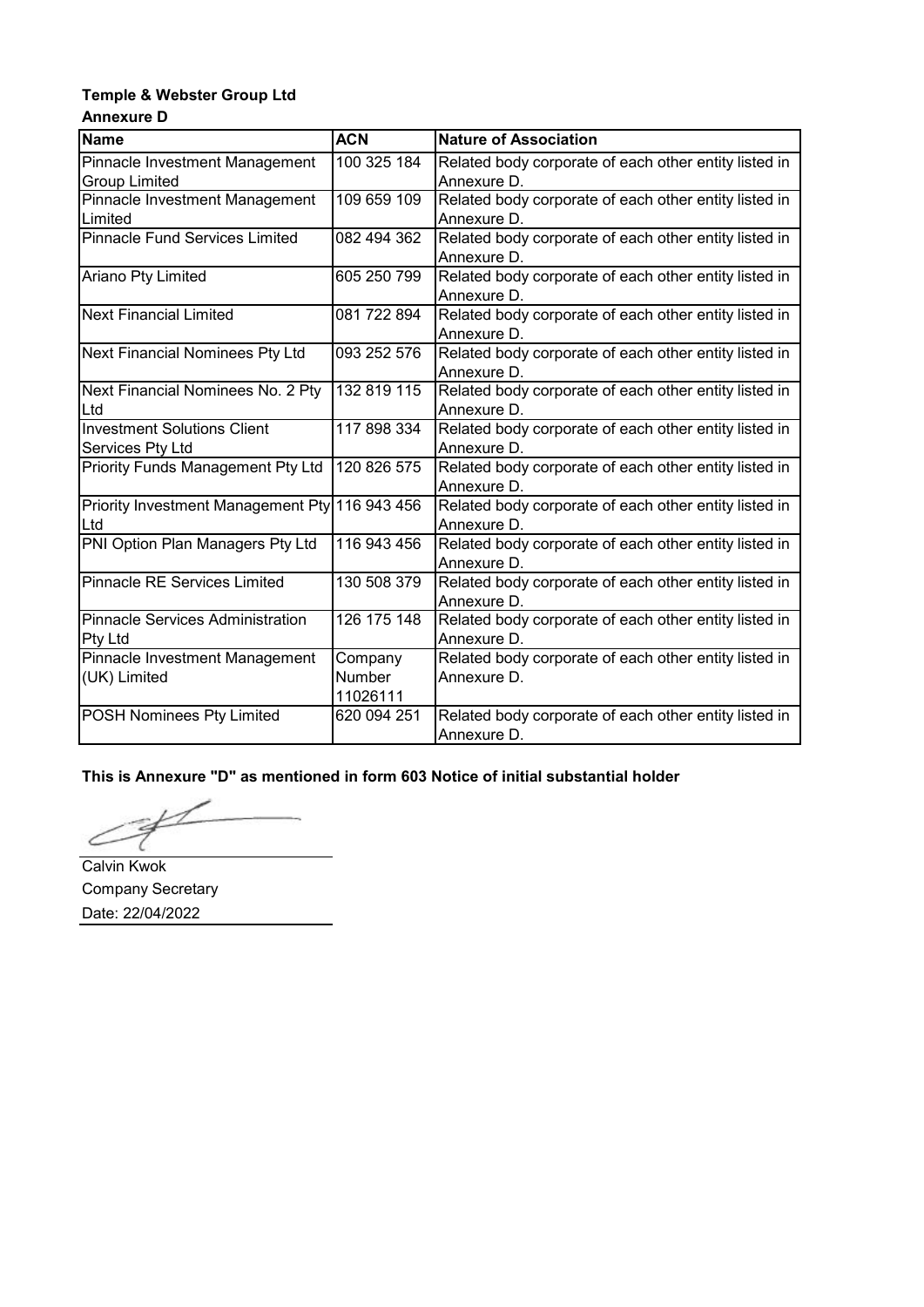**Temple & Webster Group Ltd**

**Annexure D**

| Name | ACN | Nature of Association |
|---|---|---|
| Pinnacle Investment Management Group Limited | 100 325 184 | Related body corporate of each other entity listed in Annexure D. |
| Pinnacle Investment Management Limited | 109 659 109 | Related body corporate of each other entity listed in Annexure D. |
| Pinnacle Fund Services Limited | 082 494 362 | Related body corporate of each other entity listed in Annexure D. |
| Ariano Pty Limited | 605 250 799 | Related body corporate of each other entity listed in Annexure D. |
| Next Financial Limited | 081 722 894 | Related body corporate of each other entity listed in Annexure D. |
| Next Financial Nominees Pty Ltd | 093 252 576 | Related body corporate of each other entity listed in Annexure D. |
| Next Financial Nominees No. 2 Pty Ltd | 132 819 115 | Related body corporate of each other entity listed in Annexure D. |
| Investment Solutions Client Services Pty Ltd | 117 898 334 | Related body corporate of each other entity listed in Annexure D. |
| Priority Funds Management Pty Ltd | 120 826 575 | Related body corporate of each other entity listed in Annexure D. |
| Priority Investment Management Pty Ltd | 116 943 456 | Related body corporate of each other entity listed in Annexure D. |
| PNI Option Plan Managers Pty Ltd | 116 943 456 | Related body corporate of each other entity listed in Annexure D. |
| Pinnacle RE Services Limited | 130 508 379 | Related body corporate of each other entity listed in Annexure D. |
| Pinnacle Services Administration Pty Ltd | 126 175 148 | Related body corporate of each other entity listed in Annexure D. |
| Pinnacle Investment Management (UK) Limited | Company Number 11026111 | Related body corporate of each other entity listed in Annexure D. |
| POSH Nominees Pty Limited | 620 094 251 | Related body corporate of each other entity listed in Annexure D. |

**This is Annexure "D" as mentioned in form 603 Notice of initial substantial holder**

Calvin Kwok
Company Secretary
Date: 22/04/2022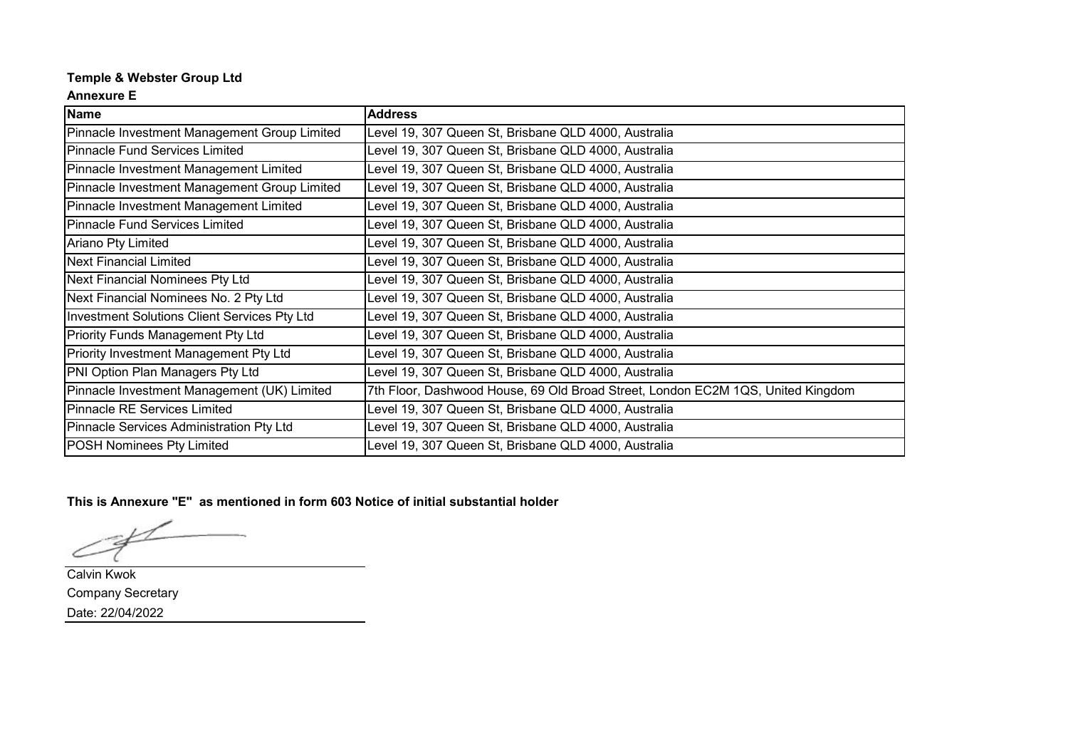**Temple & Webster Group Ltd**

**Annexure E**

| Name | Address |
|---|---|
| Pinnacle Investment Management Group Limited | Level 19, 307 Queen St, Brisbane QLD 4000, Australia |
| Pinnacle Fund Services Limited | Level 19, 307 Queen St, Brisbane QLD 4000, Australia |
| Pinnacle Investment Management Limited | Level 19, 307 Queen St, Brisbane QLD 4000, Australia |
| Pinnacle Investment Management Group Limited | Level 19, 307 Queen St, Brisbane QLD 4000, Australia |
| Pinnacle Investment Management Limited | Level 19, 307 Queen St, Brisbane QLD 4000, Australia |
| Pinnacle Fund Services Limited | Level 19, 307 Queen St, Brisbane QLD 4000, Australia |
| Ariano Pty Limited | Level 19, 307 Queen St, Brisbane QLD 4000, Australia |
| Next Financial Limited | Level 19, 307 Queen St, Brisbane QLD 4000, Australia |
| Next Financial Nominees Pty Ltd | Level 19, 307 Queen St, Brisbane QLD 4000, Australia |
| Next Financial Nominees No. 2 Pty Ltd | Level 19, 307 Queen St, Brisbane QLD 4000, Australia |
| Investment Solutions Client Services Pty Ltd | Level 19, 307 Queen St, Brisbane QLD 4000, Australia |
| Priority Funds Management Pty Ltd | Level 19, 307 Queen St, Brisbane QLD 4000, Australia |
| Priority Investment Management Pty Ltd | Level 19, 307 Queen St, Brisbane QLD 4000, Australia |
| PNI Option Plan Managers Pty Ltd | Level 19, 307 Queen St, Brisbane QLD 4000, Australia |
| Pinnacle Investment Management (UK) Limited | 7th Floor, Dashwood House, 69 Old Broad Street, London EC2M 1QS, United Kingdom |
| Pinnacle RE Services Limited | Level 19, 307 Queen St, Brisbane QLD 4000, Australia |
| Pinnacle Services Administration Pty Ltd | Level 19, 307 Queen St, Brisbane QLD 4000, Australia |
| POSH Nominees Pty Limited | Level 19, 307 Queen St, Brisbane QLD 4000, Australia |

**This is Annexure "E" as mentioned in form 603 Notice of initial substantial holder**

Calvin Kwok
Company Secretary
Date: 22/04/2022